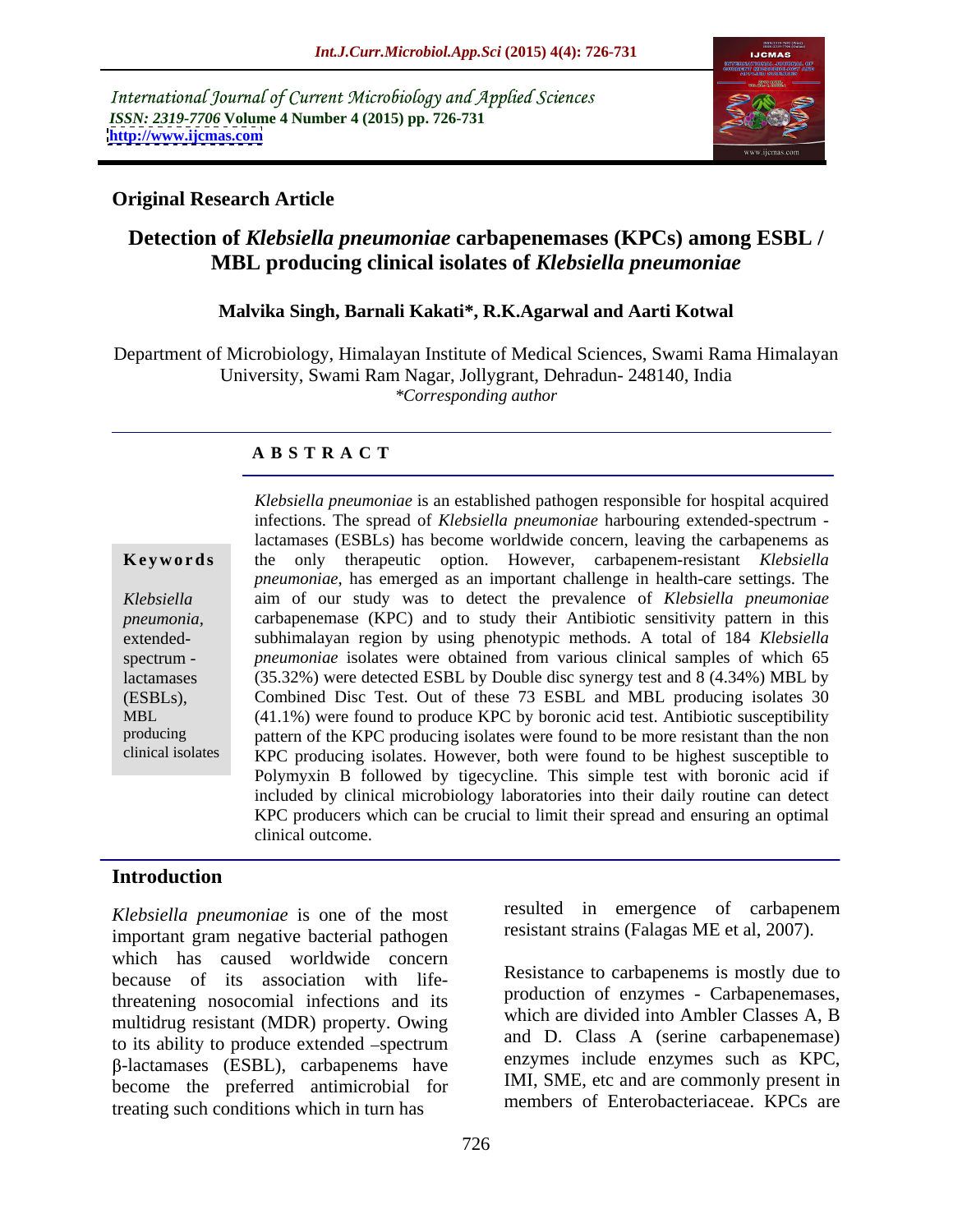International Journal of Current Microbiology and Applied Sciences
*ISSN: 2319-7706* **Volume 4 Number 4 (2015) pp. 726-731**
**http://www.ijcmas.com**

**Original Research Article**

# Detection of *Klebsiella pneumoniae* carbapenemases (KPCs) among ESBL / MBL producing clinical isolates of *Klebsiella pneumoniae*

**Malvika Singh, Barnali Kakati\*, R.K.Agarwal and Aarti Kotwal**

Department of Microbiology, Himalayan Institute of Medical Sciences, Swami Rama Himalayan University, Swami Ram Nagar, Jollygrant, Dehradun- 248140, India
*\*Corresponding author*

## ABSTRACT

**Keywords**

*Klebsiella pneumonia*, extended-spectrum - lactamases (ESBLs), MBL producing clinical isolates

*Klebsiella pneumoniae* is an established pathogen responsible for hospital acquired infections. The spread of *Klebsiella pneumoniae* harbouring extended-spectrum - lactamases (ESBLs) has become worldwide concern, leaving the carbapenems as the only therapeutic option. However, carbapenem-resistant *Klebsiella pneumoniae*, has emerged as an important challenge in health-care settings. The aim of our study was to detect the prevalence of *Klebsiella pneumoniae* carbapenemase (KPC) and to study their Antibiotic sensitivity pattern in this subhimalayan region by using phenotypic methods. A total of 184 *Klebsiella pneumoniae* isolates were obtained from various clinical samples of which 65 (35.32%) were detected ESBL by Double disc synergy test and 8 (4.34%) MBL by Combined Disc Test. Out of these 73 ESBL and MBL producing isolates 30 (41.1%) were found to produce KPC by boronic acid test. Antibiotic susceptibility pattern of the KPC producing isolates were found to be more resistant than the non KPC producing isolates. However, both were found to be highest susceptible to Polymyxin B followed by tigecycline. This simple test with boronic acid if included by clinical microbiology laboratories into their daily routine can detect KPC producers which can be crucial to limit their spread and ensuring an optimal clinical outcome.

## Introduction

*Klebsiella pneumoniae* is one of the most important gram negative bacterial pathogen which has caused worldwide concern because of its association with life-threatening nosocomial infections and its multidrug resistant (MDR) property. Owing to its ability to produce extended –spectrum β-lactamases (ESBL), carbapenems have become the preferred antimicrobial for treating such conditions which in turn has resulted in emergence of carbapenem resistant strains (Falagas ME et al, 2007).

Resistance to carbapenems is mostly due to production of enzymes - Carbapenemases, which are divided into Ambler Classes A, B and D. Class A (serine carbapenemase) enzymes include enzymes such as KPC, IMI, SME, etc and are commonly present in members of Enterobacteriaceae. KPCs are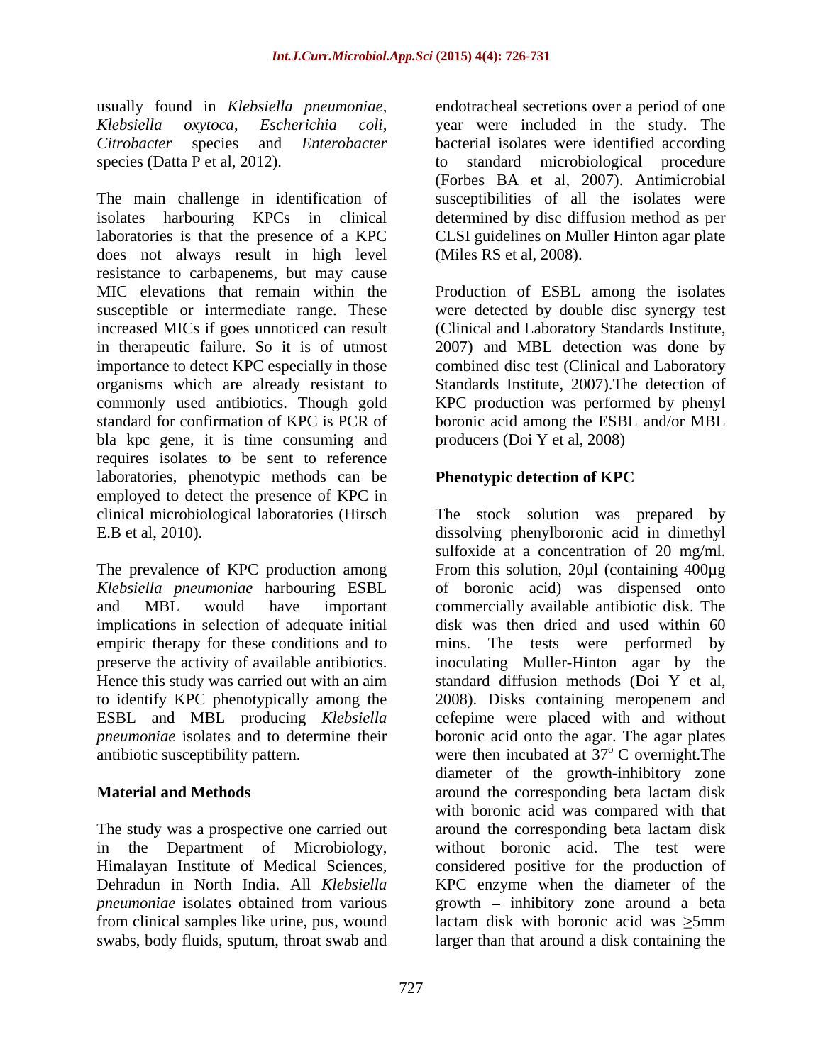usually found in *Klebsiella pneumoniae*, *Klebsiella oxytoca*, *Escherichia coli*, *Citrobacter* species and *Enterobacter* species (Datta P et al, 2012).

The main challenge in identification of isolates harbouring KPCs in clinical laboratories is that the presence of a KPC does not always result in high level resistance to carbapenems, but may cause MIC elevations that remain within the susceptible or intermediate range. These increased MICs if goes unnoticed can result in therapeutic failure. So it is of utmost importance to detect KPC especially in those organisms which are already resistant to commonly used antibiotics. Though gold standard for confirmation of KPC is PCR of bla kpc gene, it is time consuming and requires isolates to be sent to reference laboratories, phenotypic methods can be employed to detect the presence of KPC in clinical microbiological laboratories (Hirsch E.B et al, 2010).

The prevalence of KPC production among *Klebsiella pneumoniae* harbouring ESBL and MBL would have important implications in selection of adequate initial empiric therapy for these conditions and to preserve the activity of available antibiotics. Hence this study was carried out with an aim to identify KPC phenotypically among the ESBL and MBL producing *Klebsiella pneumoniae* isolates and to determine their antibiotic susceptibility pattern.

## Material and Methods

The study was a prospective one carried out in the Department of Microbiology, Himalayan Institute of Medical Sciences, Dehradun in North India. All *Klebsiella pneumoniae* isolates obtained from various from clinical samples like urine, pus, wound swabs, body fluids, sputum, throat swab and endotracheal secretions over a period of one year were included in the study. The bacterial isolates were identified according to standard microbiological procedure (Forbes BA et al, 2007). Antimicrobial susceptibilities of all the isolates were determined by disc diffusion method as per CLSI guidelines on Muller Hinton agar plate (Miles RS et al, 2008).

Production of ESBL among the isolates were detected by double disc synergy test (Clinical and Laboratory Standards Institute, 2007) and MBL detection was done by combined disc test (Clinical and Laboratory Standards Institute, 2007).The detection of KPC production was performed by phenyl boronic acid among the ESBL and/or MBL producers (Doi Y et al, 2008)

### Phenotypic detection of KPC

The stock solution was prepared by dissolving phenylboronic acid in dimethyl sulfoxide at a concentration of 20 mg/ml. From this solution, 20µl (containing 400µg of boronic acid) was dispensed onto commercially available antibiotic disk. The disk was then dried and used within 60 mins. The tests were performed by inoculating Muller-Hinton agar by the standard diffusion methods (Doi Y et al, 2008). Disks containing meropenem and cefepime were placed with and without boronic acid onto the agar. The agar plates were then incubated at $37^{o}$ C overnight.The diameter of the growth-inhibitory zone around the corresponding beta lactam disk with boronic acid was compared with that around the corresponding beta lactam disk without boronic acid. The test were considered positive for the production of KPC enzyme when the diameter of the growth – inhibitory zone around a beta lactam disk with boronic acid was ≥5mm larger than that around a disk containing the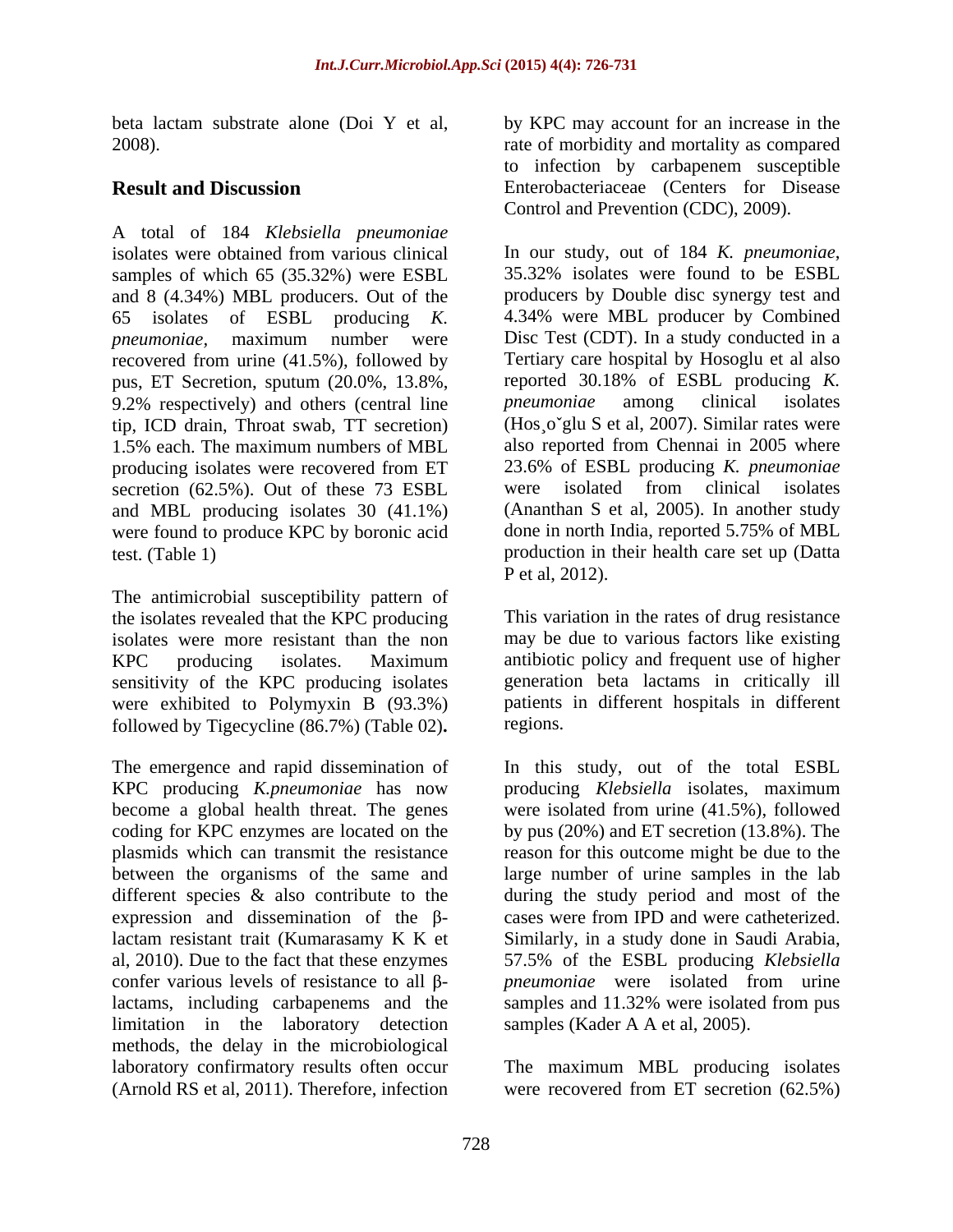beta lactam substrate alone (Doi Y et al, 2008).

## Result and Discussion

A total of 184 *Klebsiella pneumoniae* isolates were obtained from various clinical samples of which 65 (35.32%) were ESBL and 8 (4.34%) MBL producers. Out of the 65 isolates of ESBL producing *K. pneumoniae*, maximum number were recovered from urine (41.5%), followed by pus, ET Secretion, sputum (20.0%, 13.8%, 9.2% respectively) and others (central line tip, ICD drain, Throat swab, TT secretion) 1.5% each. The maximum numbers of MBL producing isolates were recovered from ET secretion (62.5%). Out of these 73 ESBL and MBL producing isolates 30 (41.1%) were found to produce KPC by boronic acid test. (Table 1)

The antimicrobial susceptibility pattern of the isolates revealed that the KPC producing isolates were more resistant than the non KPC producing isolates. Maximum sensitivity of the KPC producing isolates were exhibited to Polymyxin B (93.3%) followed by Tigecycline (86.7%) (Table 02)**.**

The emergence and rapid dissemination of KPC producing *K.pneumoniae* has now become a global health threat. The genes coding for KPC enzymes are located on the plasmids which can transmit the resistance between the organisms of the same and different species & also contribute to the expression and dissemination of the β-lactam resistant trait (Kumarasamy K K et al, 2010). Due to the fact that these enzymes confer various levels of resistance to all β-lactams, including carbapenems and the limitation in the laboratory detection methods, the delay in the microbiological laboratory confirmatory results often occur (Arnold RS et al, 2011). Therefore, infection by KPC may account for an increase in the rate of morbidity and mortality as compared to infection by carbapenem susceptible Enterobacteriaceae (Centers for Disease Control and Prevention (CDC), 2009).

In our study, out of 184 *K. pneumoniae*, 35.32% isolates were found to be ESBL producers by Double disc synergy test and 4.34% were MBL producer by Combined Disc Test (CDT). In a study conducted in a Tertiary care hospital by Hosoglu et al also reported 30.18% of ESBL producing *K. pneumoniae* among clinical isolates (Hos¸oˇglu S et al, 2007). Similar rates were also reported from Chennai in 2005 where 23.6% of ESBL producing *K. pneumoniae* were isolated from clinical isolates (Ananthan S et al, 2005). In another study done in north India, reported 5.75% of MBL production in their health care set up (Datta P et al, 2012).

This variation in the rates of drug resistance may be due to various factors like existing antibiotic policy and frequent use of higher generation beta lactams in critically ill patients in different hospitals in different regions.

In this study, out of the total ESBL producing *Klebsiella* isolates, maximum were isolated from urine (41.5%), followed by pus (20%) and ET secretion (13.8%). The reason for this outcome might be due to the large number of urine samples in the lab during the study period and most of the cases were from IPD and were catheterized. Similarly, in a study done in Saudi Arabia, 57.5% of the ESBL producing *Klebsiella pneumoniae* were isolated from urine samples and 11.32% were isolated from pus samples (Kader A A et al, 2005).

The maximum MBL producing isolates were recovered from ET secretion (62.5%)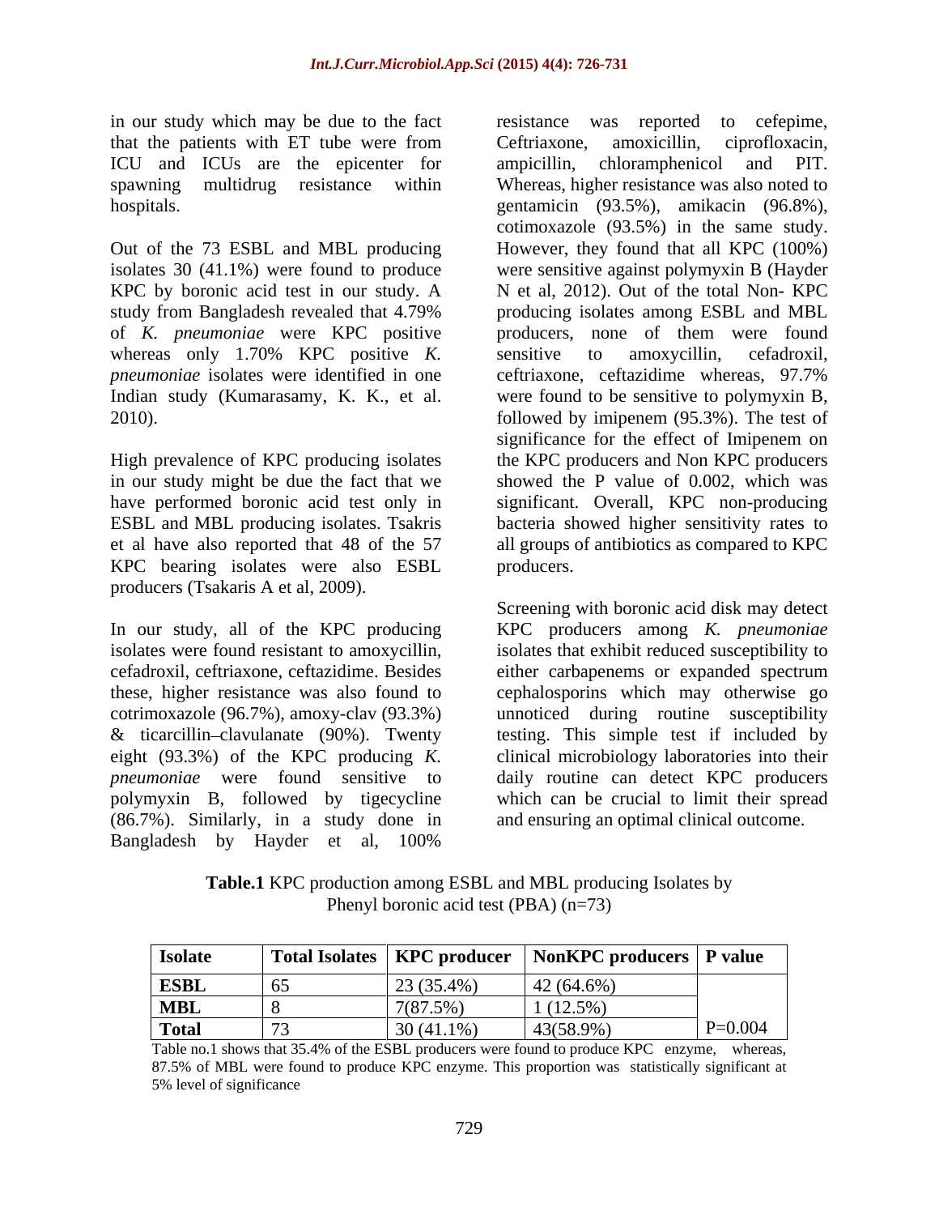in our study which may be due to the fact that the patients with ET tube were from ICU and ICUs are the epicenter for spawning multidrug resistance within hospitals.

Out of the 73 ESBL and MBL producing isolates 30 (41.1%) were found to produce KPC by boronic acid test in our study. A study from Bangladesh revealed that 4.79% of *K. pneumoniae* were KPC positive whereas only 1.70% KPC positive *K. pneumoniae* isolates were identified in one Indian study (Kumarasamy, K. K., et al. 2010).

High prevalence of KPC producing isolates in our study might be due the fact that we have performed boronic acid test only in ESBL and MBL producing isolates. Tsakris et al have also reported that 48 of the 57 KPC bearing isolates were also ESBL producers (Tsakaris A et al, 2009).

In our study, all of the KPC producing isolates were found resistant to amoxycillin, cefadroxil, ceftriaxone, ceftazidime. Besides these, higher resistance was also found to cotrimoxazole (96.7%), amoxy-clav (93.3%) & ticarcillin–clavulanate (90%). Twenty eight (93.3%) of the KPC producing *K. pneumoniae* were found sensitive to polymyxin B, followed by tigecycline (86.7%). Similarly, in a study done in Bangladesh by Hayder et al, 100% resistance was reported to cefepime, Ceftriaxone, amoxicillin, ciprofloxacin, ampicillin, chloramphenicol and PIT. Whereas, higher resistance was also noted to gentamicin (93.5%), amikacin (96.8%), cotimoxazole (93.5%) in the same study. However, they found that all KPC (100%) were sensitive against polymyxin B (Hayder N et al, 2012). Out of the total Non- KPC producing isolates among ESBL and MBL producers, none of them were found sensitive to amoxycillin, cefadroxil, ceftriaxone, ceftazidime whereas, 97.7% were found to be sensitive to polymyxin B, followed by imipenem (95.3%). The test of significance for the effect of Imipenem on the KPC producers and Non KPC producers showed the P value of 0.002, which was significant. Overall, KPC non-producing bacteria showed higher sensitivity rates to all groups of antibiotics as compared to KPC producers.

Screening with boronic acid disk may detect KPC producers among *K. pneumoniae* isolates that exhibit reduced susceptibility to either carbapenems or expanded spectrum cephalosporins which may otherwise go unnoticed during routine susceptibility testing. This simple test if included by clinical microbiology laboratories into their daily routine can detect KPC producers which can be crucial to limit their spread and ensuring an optimal clinical outcome.

**Table.1** KPC production among ESBL and MBL producing Isolates by Phenyl boronic acid test (PBA) (n=73)

| Isolate | Total Isolates | KPC producer | NonKPC producers | P value |
|---|---|---|---|---|
| **ESBL** | 65 | 23 (35.4%) | 42 (64.6%) | |
| **MBL** | 8 | 7(87.5%) | 1 (12.5%) | |
| **Total** | 73 | 30 (41.1%) | 43(58.9%) | P=0.004 |

Table no.1 shows that 35.4% of the ESBL producers were found to produce KPC enzyme, whereas, 87.5% of MBL were found to produce KPC enzyme. This proportion was statistically significant at 5% level of significance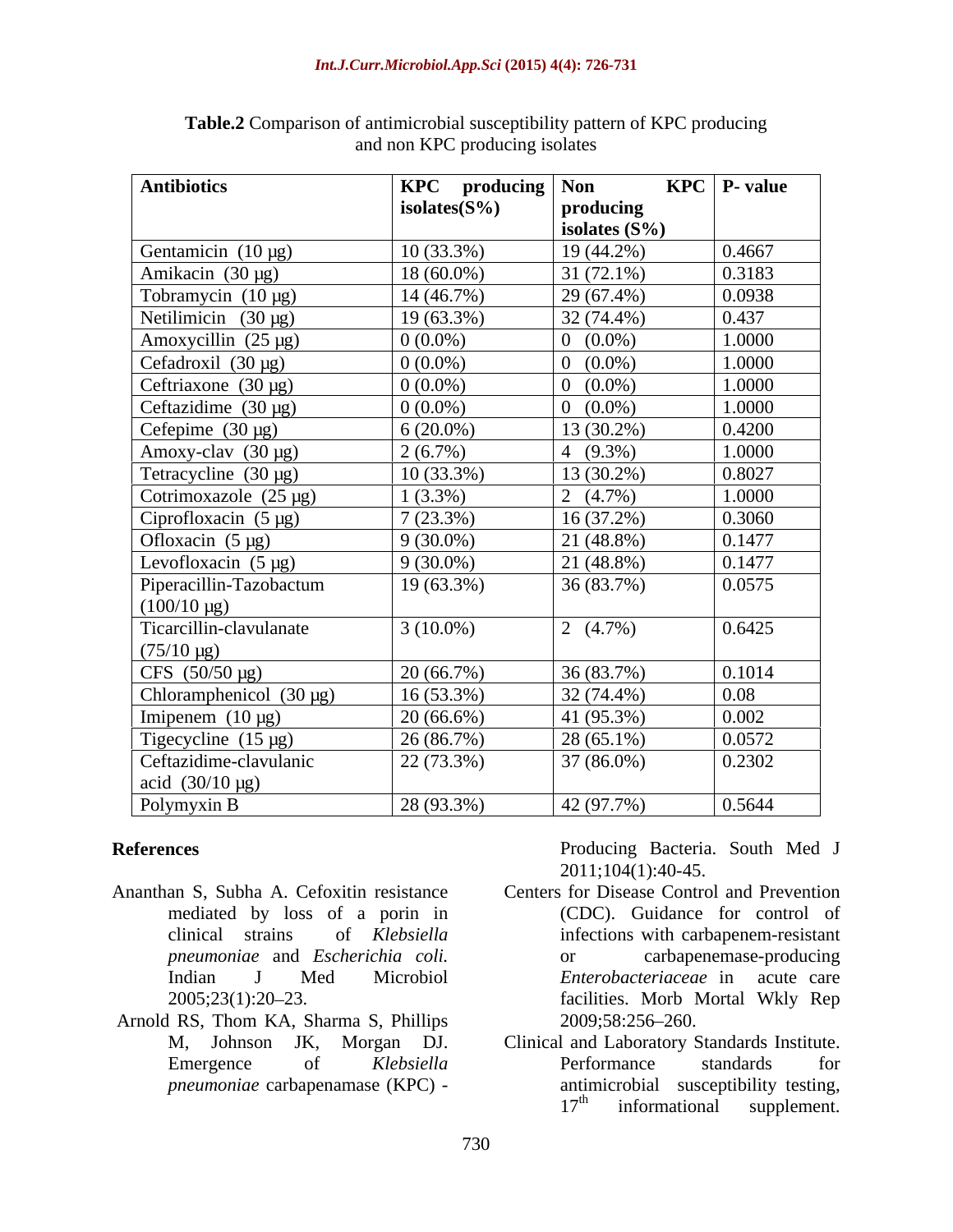**Table.2** Comparison of antimicrobial susceptibility pattern of KPC producing and non KPC producing isolates

| Antibiotics | KPC producing isolates(S%) | Non KPC producing isolates (S%) | P- value |
|---|---|---|---|
| Gentamicin (10 µg) | 10 (33.3%) | 19 (44.2%) | 0.4667 |
| Amikacin (30 µg) | 18 (60.0%) | 31 (72.1%) | 0.3183 |
| Tobramycin (10 µg) | 14 (46.7%) | 29 (67.4%) | 0.0938 |
| Netilimicin (30 µg) | 19 (63.3%) | 32 (74.4%) | 0.437 |
| Amoxycillin (25 µg) | 0 (0.0%) | 0 (0.0%) | 1.0000 |
| Cefadroxil (30 µg) | 0 (0.0%) | 0 (0.0%) | 1.0000 |
| Ceftriaxone (30 µg) | 0 (0.0%) | 0 (0.0%) | 1.0000 |
| Ceftazidime (30 µg) | 0 (0.0%) | 0 (0.0%) | 1.0000 |
| Cefepime (30 µg) | 6 (20.0%) | 13 (30.2%) | 0.4200 |
| Amoxy-clav (30 µg) | 2 (6.7%) | 4 (9.3%) | 1.0000 |
| Tetracycline (30 µg) | 10 (33.3%) | 13 (30.2%) | 0.8027 |
| Cotrimoxazole (25 µg) | 1 (3.3%) | 2 (4.7%) | 1.0000 |
| Ciprofloxacin (5 µg) | 7 (23.3%) | 16 (37.2%) | 0.3060 |
| Ofloxacin (5 µg) | 9 (30.0%) | 21 (48.8%) | 0.1477 |
| Levofloxacin (5 µg) | 9 (30.0%) | 21 (48.8%) | 0.1477 |
| Piperacillin-Tazobactum (100/10 µg) | 19 (63.3%) | 36 (83.7%) | 0.0575 |
| Ticarcillin-clavulanate (75/10 µg) | 3 (10.0%) | 2 (4.7%) | 0.6425 |
| CFS (50/50 µg) | 20 (66.7%) | 36 (83.7%) | 0.1014 |
| Chloramphenicol (30 µg) | 16 (53.3%) | 32 (74.4%) | 0.08 |
| Imipenem (10 µg) | 20 (66.6%) | 41 (95.3%) | 0.002 |
| Tigecycline (15 µg) | 26 (86.7%) | 28 (65.1%) | 0.0572 |
| Ceftazidime-clavulanic acid (30/10 µg) | 22 (73.3%) | 37 (86.0%) | 0.2302 |
| Polymyxin B | 28 (93.3%) | 42 (97.7%) | 0.5644 |

## References

Ananthan S, Subha A. Cefoxitin resistance mediated by loss of a porin in clinical strains of *Klebsiella pneumoniae* and *Escherichia coli.* Indian J Med Microbiol 2005;23(1):20–23.

Arnold RS, Thom KA, Sharma S, Phillips M, Johnson JK, Morgan DJ. Emergence of *Klebsiella pneumoniae* carbapenamase (KPC) - Producing Bacteria. South Med J 2011;104(1):40-45.

Centers for Disease Control and Prevention (CDC). Guidance for control of infections with carbapenem-resistant or carbapenemase-producing *Enterobacteriaceae* in acute care facilities. Morb Mortal Wkly Rep 2009;58:256–260.

Clinical and Laboratory Standards Institute. Performance standards for antimicrobial susceptibility testing, 17th informational supplement.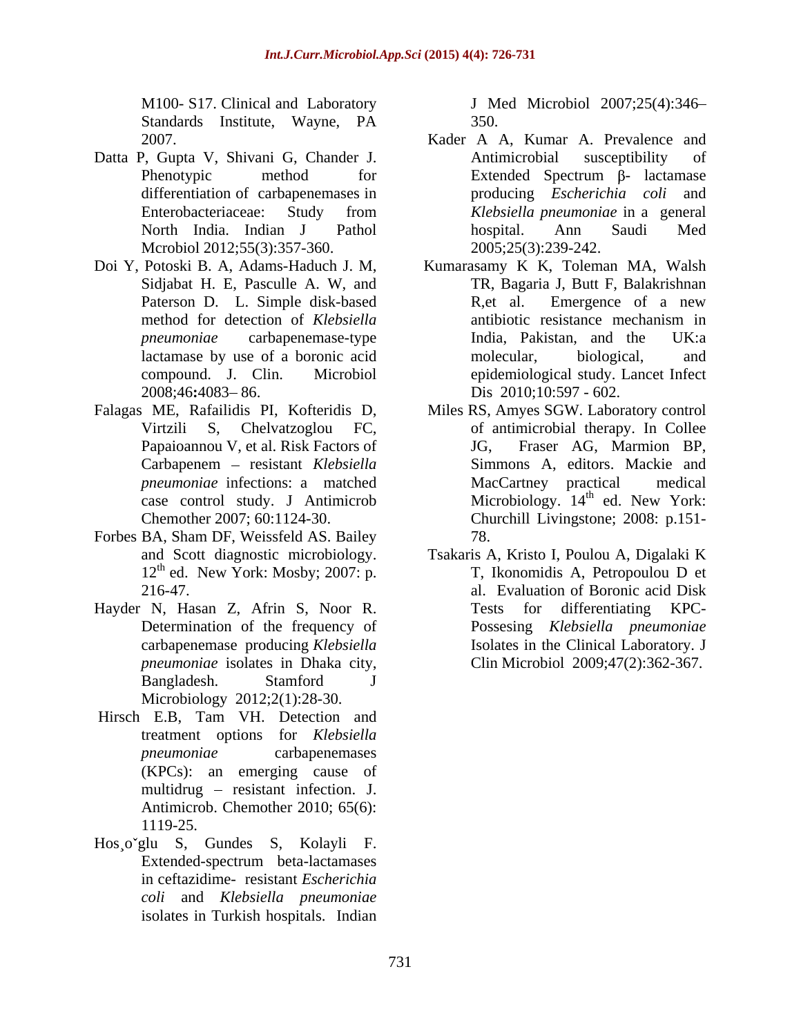M100- S17. Clinical and Laboratory Standards Institute, Wayne, PA 2007.

Datta P, Gupta V, Shivani G, Chander J. Phenotypic method for differentiation of carbapenemases in Enterobacteriaceae: Study from North India. Indian J Pathol Mcrobiol 2012;55(3):357-360.

Doi Y, Potoski B. A, Adams-Haduch J. M, Sidjabat H. E, Pasculle A. W, and Paterson D. L. Simple disk-based method for detection of *Klebsiella pneumoniae* carbapenemase-type lactamase by use of a boronic acid compound. J. Clin. Microbiol 2008;46**:**4083– 86.

Falagas ME, Rafailidis PI, Kofteridis D, Virtzili S, Chelvatzoglou FC, Papaioannou V, et al. Risk Factors of Carbapenem – resistant *Klebsiella pneumoniae* infections: a matched case control study. J Antimicrob Chemother 2007; 60:1124-30.

Forbes BA, Sham DF, Weissfeld AS. Bailey and Scott diagnostic microbiology. 12th ed. New York: Mosby; 2007: p. 216-47.

Hayder N, Hasan Z, Afrin S, Noor R. Determination of the frequency of carbapenemase producing *Klebsiella pneumoniae* isolates in Dhaka city, Bangladesh. Stamford J Microbiology 2012;2(1):28-30.

Hirsch E.B, Tam VH. Detection and treatment options for *Klebsiella pneumoniae* carbapenemases (KPCs): an emerging cause of multidrug – resistant infection. J. Antimicrob. Chemother 2010; 65(6): 1119-25.

Hos¸oˇglu S, Gundes S, Kolayli F. Extended-spectrum beta-lactamases in ceftazidime- resistant *Escherichia coli* and *Klebsiella pneumoniae* isolates in Turkish hospitals. Indian J Med Microbiol 2007;25(4):346–350.

Kader A A, Kumar A. Prevalence and Antimicrobial susceptibility of Extended Spectrum β- lactamase producing *Escherichia coli* and *Klebsiella pneumoniae* in a general hospital. Ann Saudi Med 2005;25(3):239-242.

Kumarasamy K K, Toleman MA, Walsh TR, Bagaria J, Butt F, Balakrishnan R,et al. Emergence of a new antibiotic resistance mechanism in India, Pakistan, and the UK:a molecular, biological, and epidemiological study. Lancet Infect Dis 2010;10:597 - 602.

Miles RS, Amyes SGW. Laboratory control of antimicrobial therapy. In Collee JG, Fraser AG, Marmion BP, Simmons A, editors. Mackie and MacCartney practical medical Microbiology. 14th ed. New York: Churchill Livingstone; 2008: p.151-78.

Tsakaris A, Kristo I, Poulou A, Digalaki K T, Ikonomidis A, Petropoulou D et al. Evaluation of Boronic acid Disk Tests for differentiating KPC-Possesing *Klebsiella pneumoniae* Isolates in the Clinical Laboratory. J Clin Microbiol 2009;47(2):362-367.